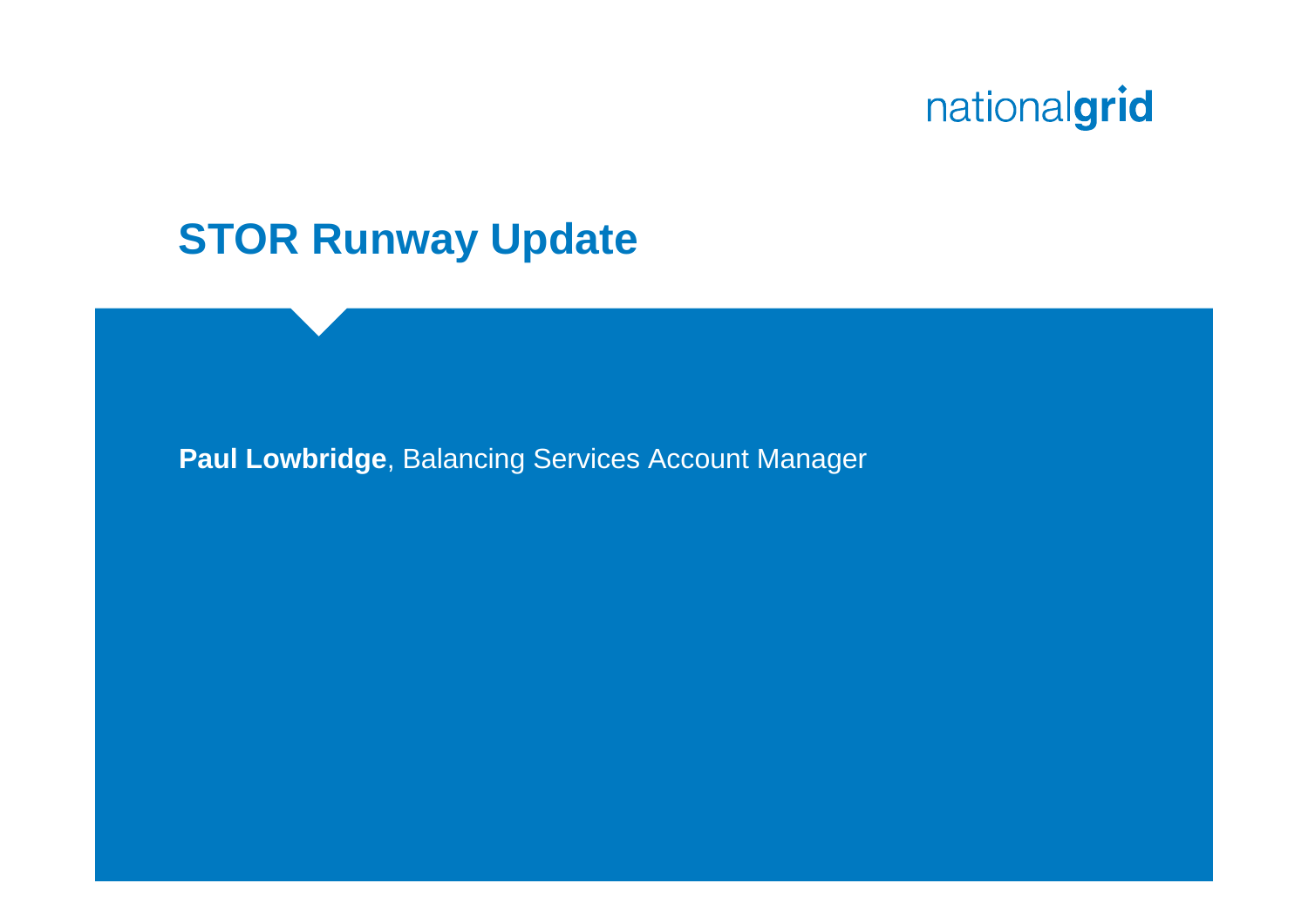nationalgrid

# STOR Runway Update

**Paul Lowbridge**, Balancing Services Account Manager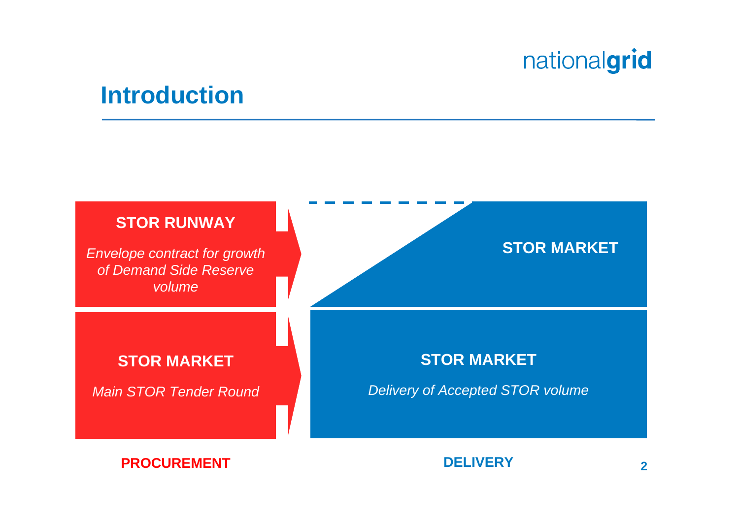# Introduction

**STOR RUNWAY**

*Envelope contract for growth of Demand Side Reserve volume*

**STOR MARKET**

*Main STOR Tender Round*

**STOR MARKET**

**STOR MARKET**

*Delivery of Accepted STOR volume*

**PROCUREMENT**

**DELIVERY**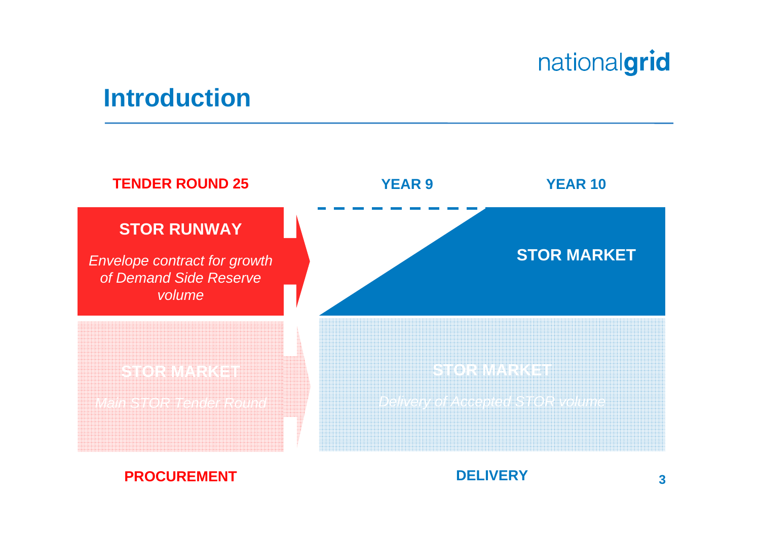# Introduction

**TENDER ROUND 25**

**YEAR 9**

**YEAR 10**

**STOR RUNWAY**

*Envelope contract for growth of Demand Side Reserve volume*

**STOR MARKET**

**STOR MARKET**

*Main STOR Tender Round*

**STOR MARKET**

*Delivery of Accepted STOR volume*

**PROCUREMENT**

**DELIVERY**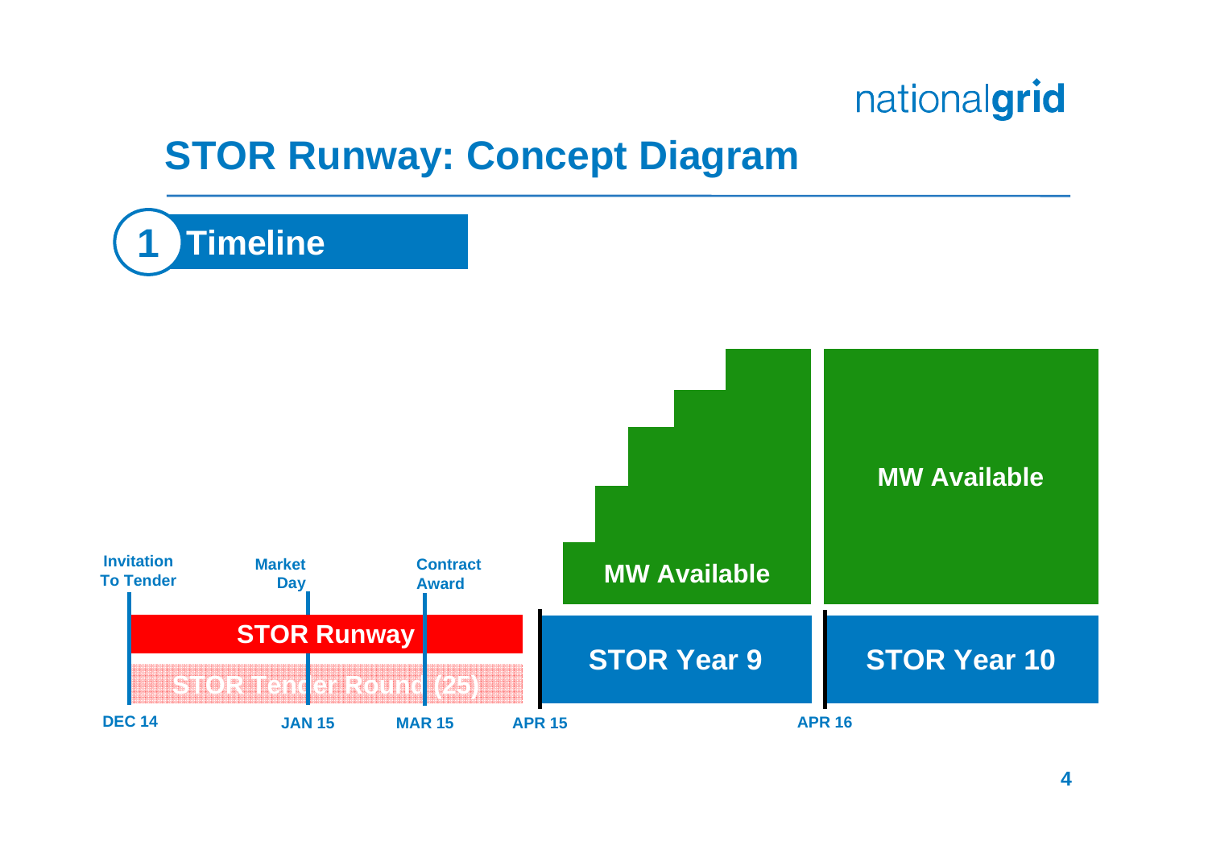# STOR Runway: Concept Diagram

## 1 Timeline

Invitation To Tender

Market Day

Contract Award

STOR Runway

STOR Tender Round (25)

MW Available

STOR Year 9

MW Available

STOR Year 10

DEC 14 | JAN 15 | MAR 15 | APR 15 | APR 16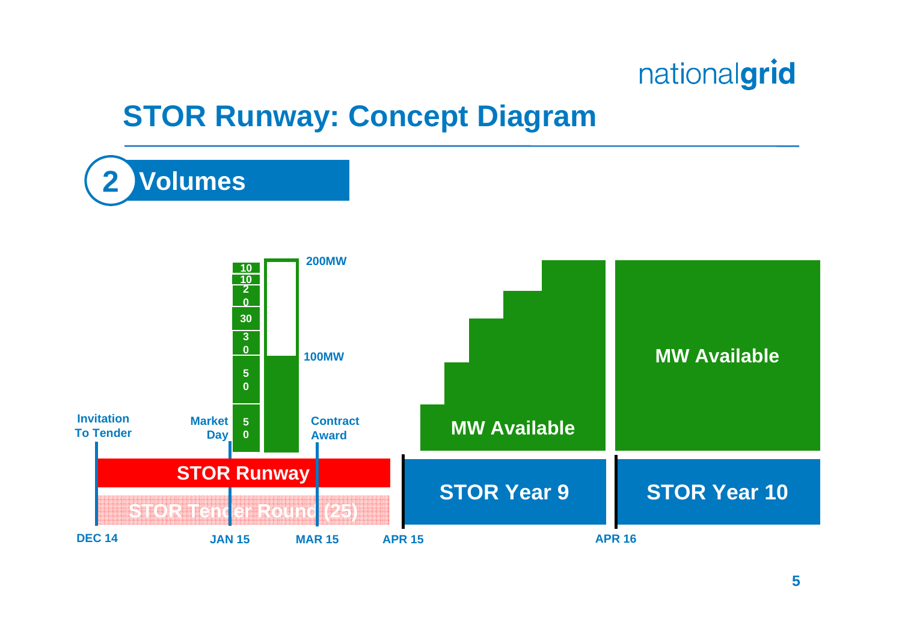# STOR Runway: Concept Diagram

## 2 Volumes

200MW

100MW

10
10
20
30
30
50
50

Invitation To Tender

Market Day

Contract Award

MW Available

MW Available

STOR Runway

STOR Tender Round (25)

STOR Year 9

STOR Year 10

DEC 14 | JAN 15 | MAR 15 | APR 15 | APR 16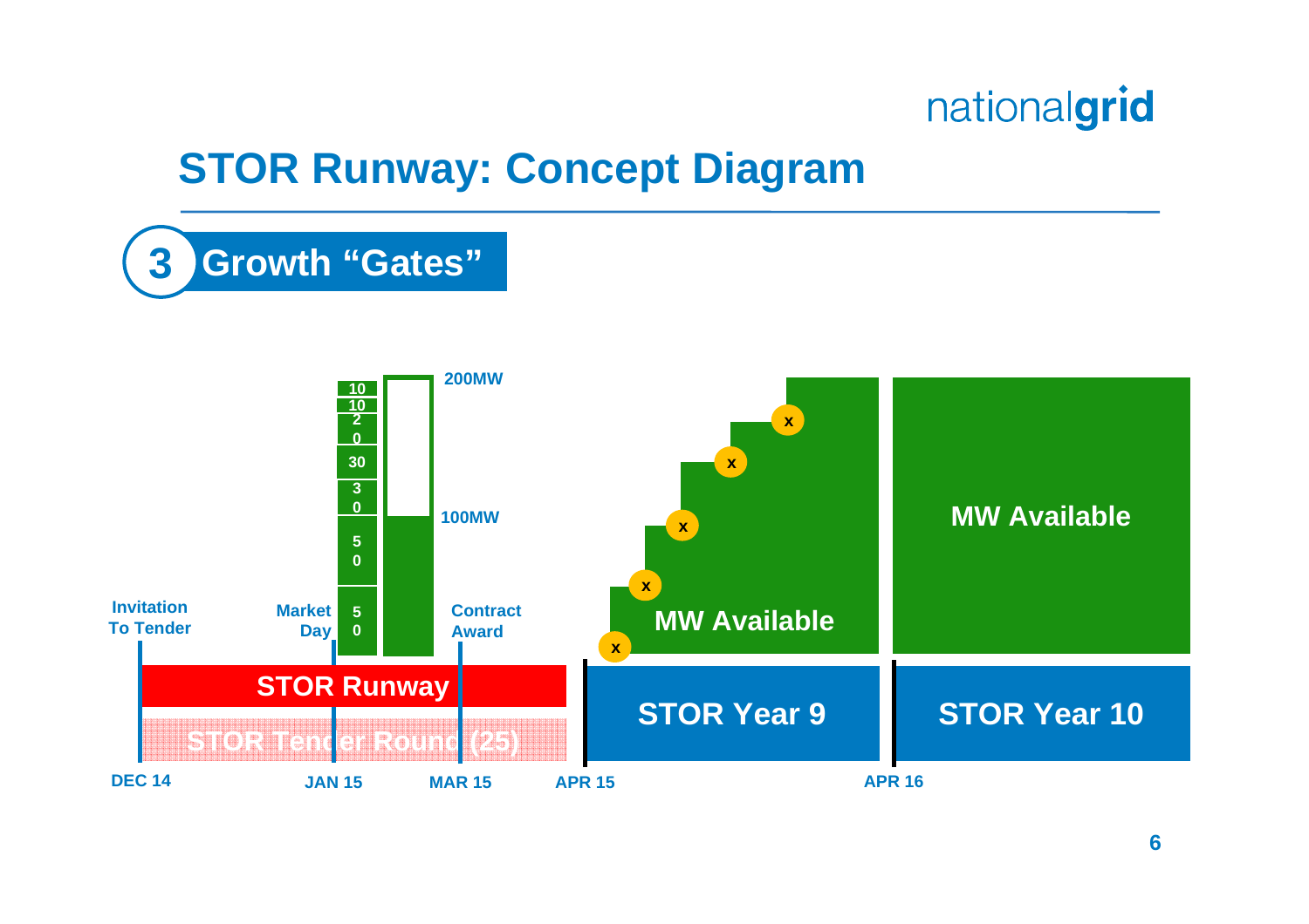# STOR Runway: Concept Diagram

## 3 Growth "Gates"

10
10
20
30
30
50
50

200MW

100MW

Invitation To Tender

Market Day

Contract Award

STOR Runway

STOR Tender Round (25)

x x x x x

MW Available

MW Available

STOR Year 9

STOR Year 10

DEC 14 | JAN 15 | MAR 15 | APR 15 | APR 16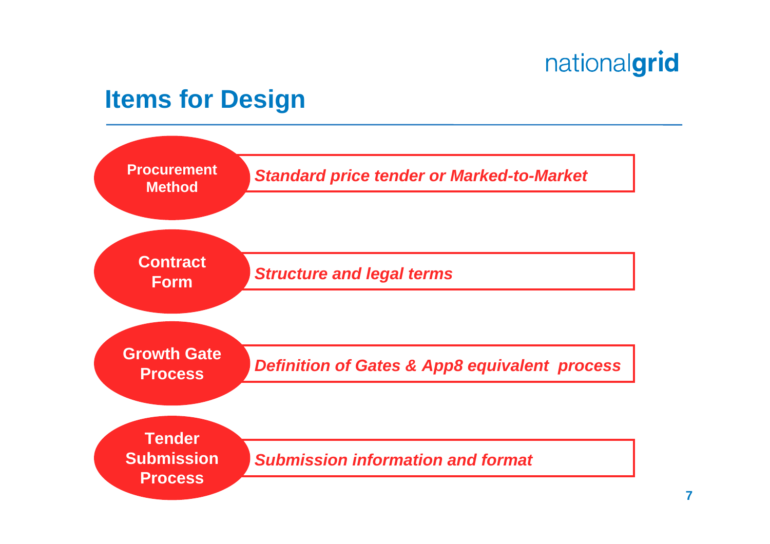# Items for Design

- **Procurement Method** — *Standard price tender or Marked-to-Market*
- **Contract Form** — *Structure and legal terms*
- **Growth Gate Process** — *Definition of Gates & App8 equivalent process*
- **Tender Submission Process** — *Submission information and format*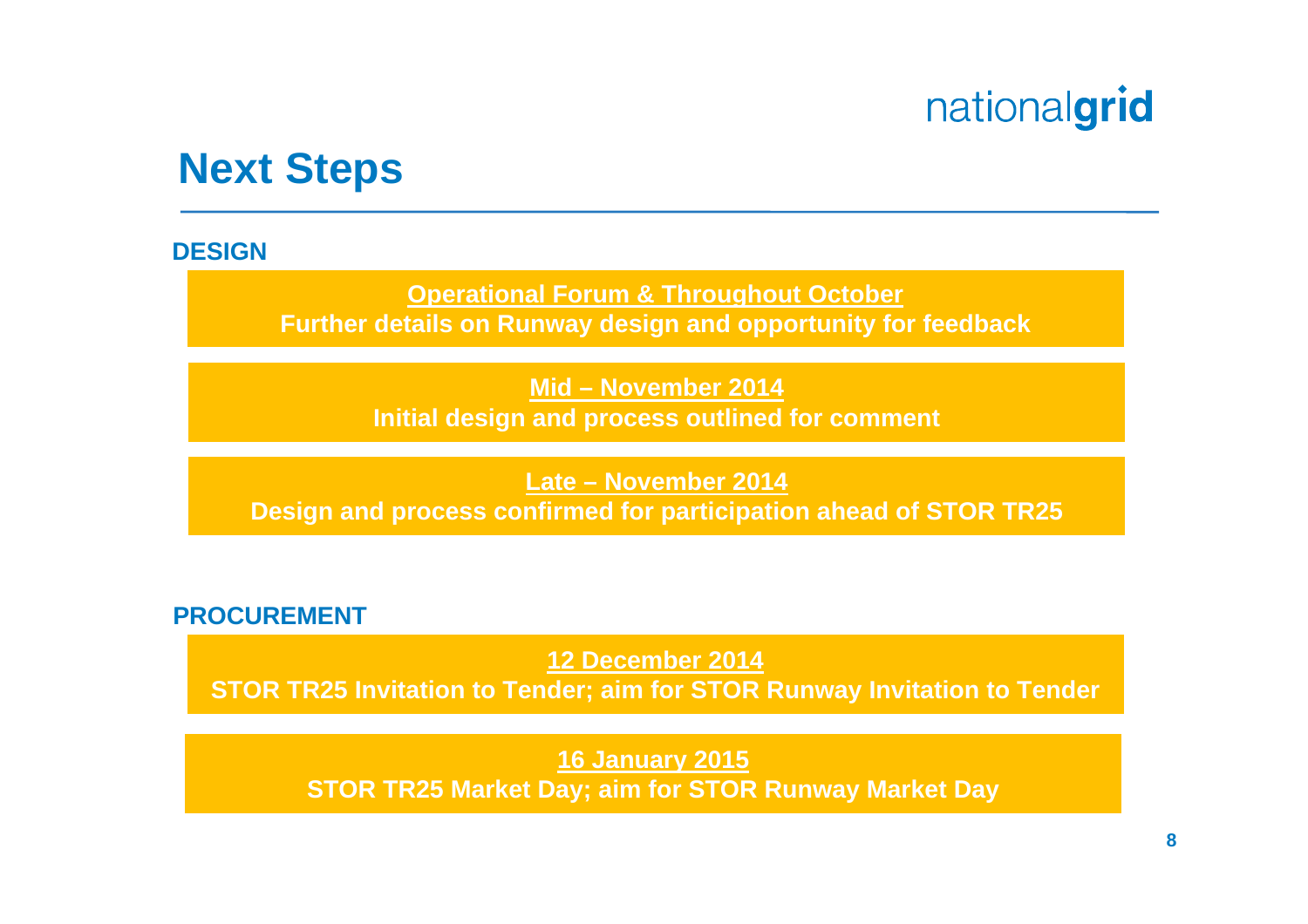# Next Steps

## DESIGN

**Operational Forum & Throughout October**
**Further details on Runway design and opportunity for feedback**

**Mid – November 2014**
**Initial design and process outlined for comment**

**Late – November 2014**
**Design and process confirmed for participation ahead of STOR TR25**

## PROCUREMENT

**12 December 2014**
**STOR TR25 Invitation to Tender; aim for STOR Runway Invitation to Tender**

**16 January 2015**
**STOR TR25 Market Day; aim for STOR Runway Market Day**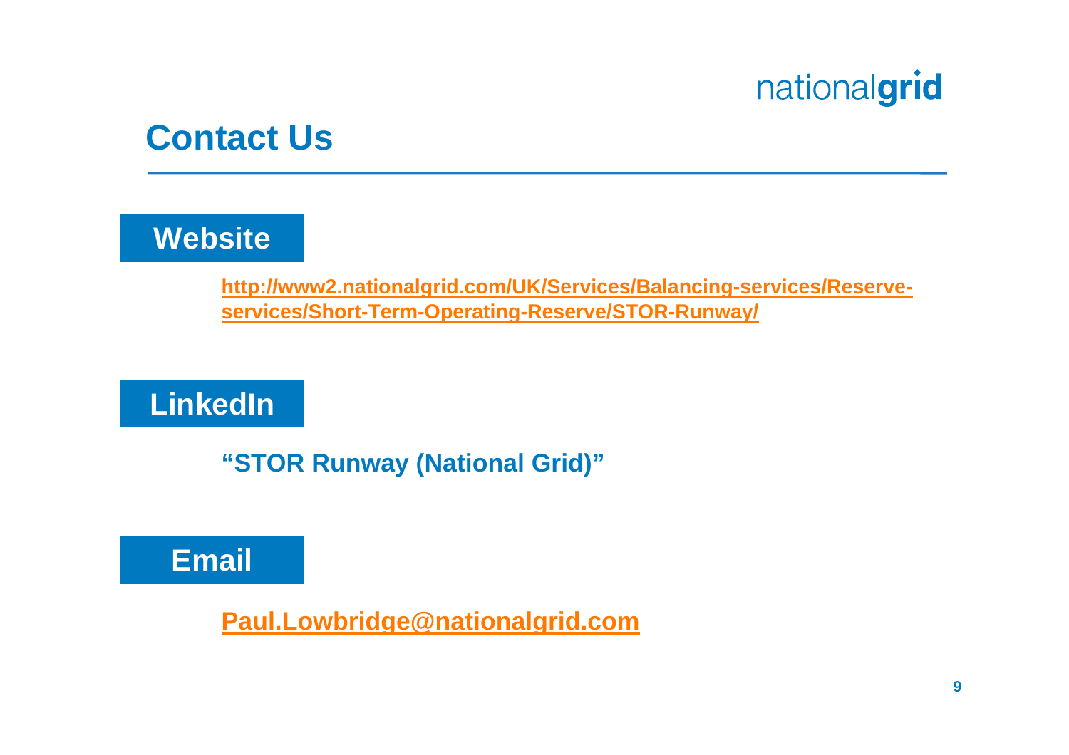nationalgrid

# Contact Us

## Website

http://www2.nationalgrid.com/UK/Services/Balancing-services/Reserve-services/Short-Term-Operating-Reserve/STOR-Runway/

## LinkedIn

**"STOR Runway (National Grid)"**

## Email

Paul.Lowbridge@nationalgrid.com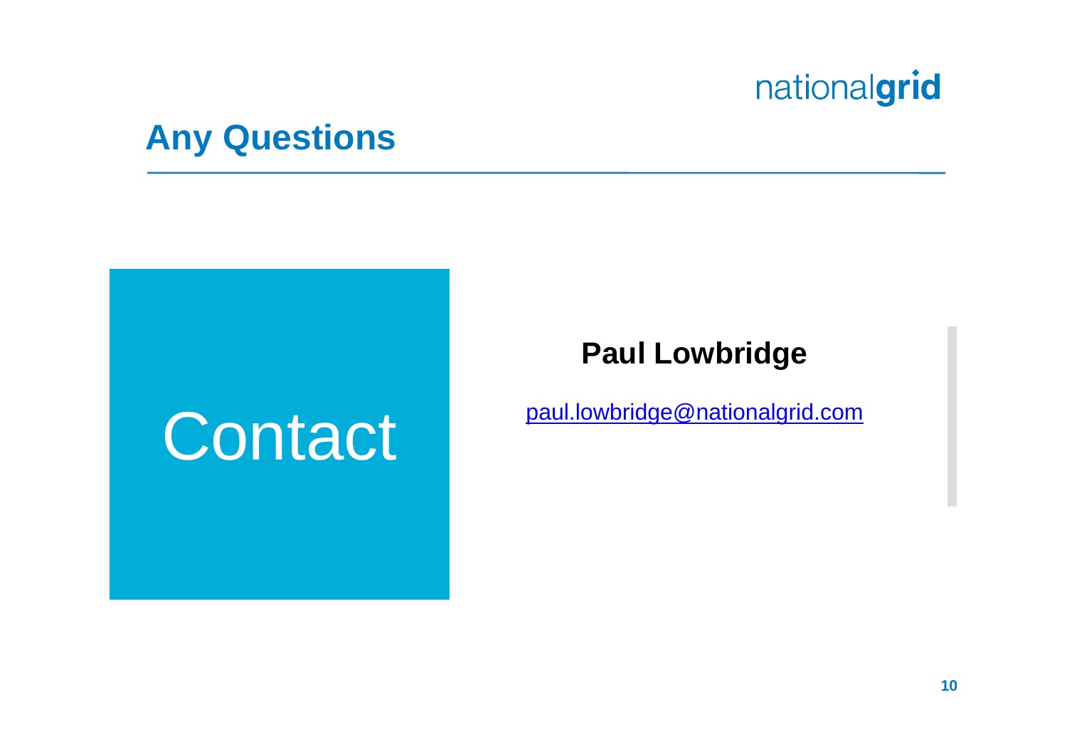nationalgrid

# Any Questions

Contact

**Paul Lowbridge**

paul.lowbridge@nationalgrid.com